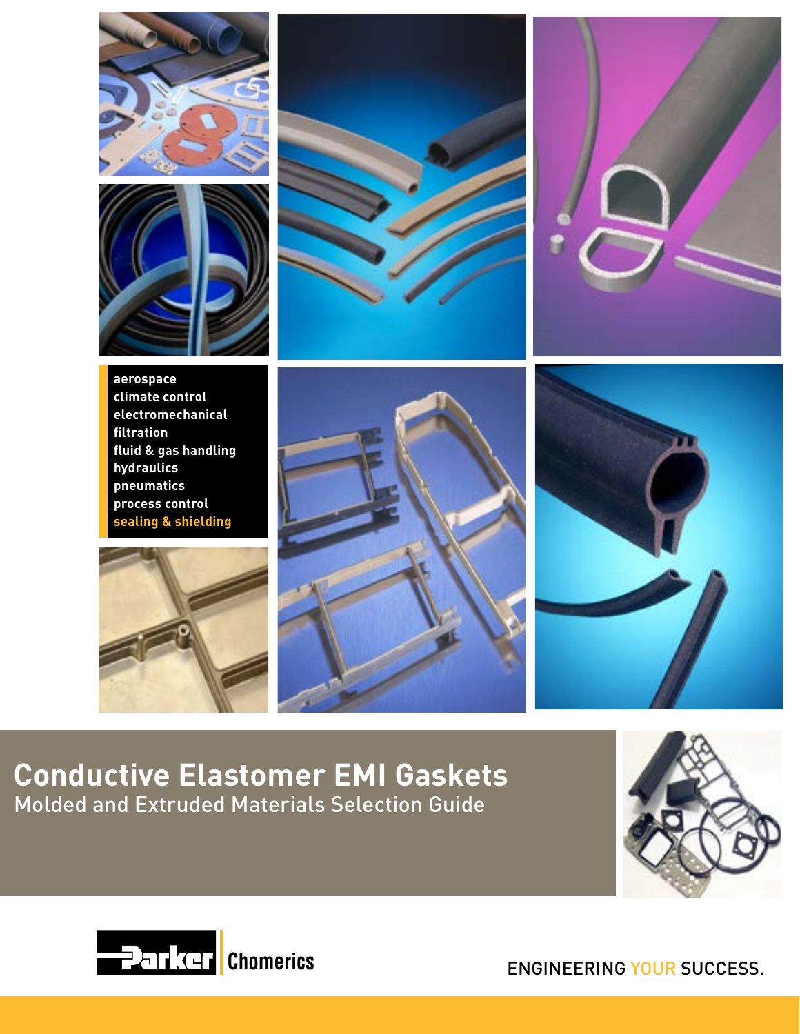aerospace
climate control
electromechanical
filtration
fluid & gas handling
hydraulics
pneumatics
process control
sealing & shielding

# Conductive Elastomer EMI Gaskets

## Molded and Extruded Materials Selection Guide

Parker Chomerics

ENGINEERING YOUR SUCCESS.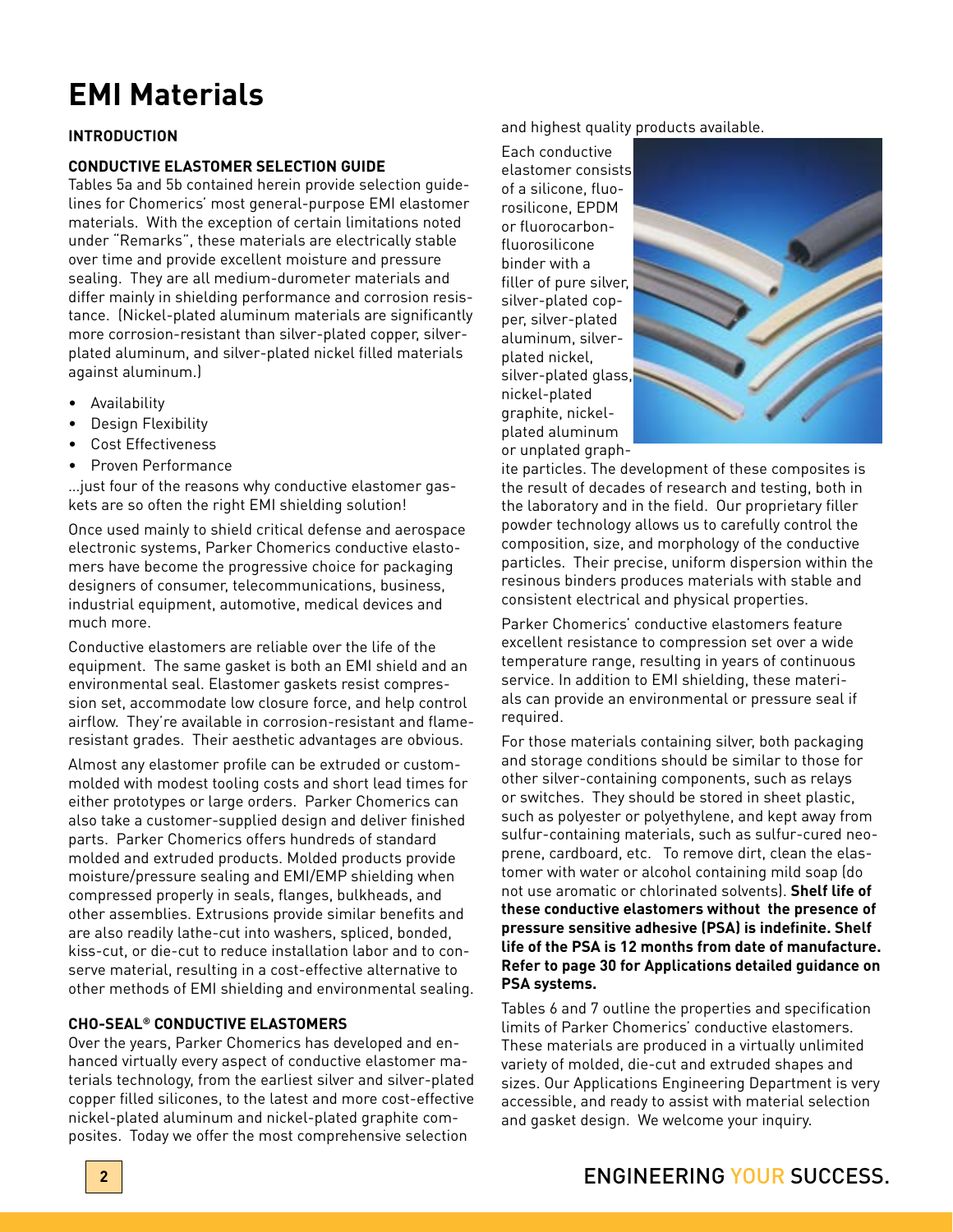# EMI Materials

## INTRODUCTION

### CONDUCTIVE ELASTOMER SELECTION GUIDE

Tables 5a and 5b contained herein provide selection guidelines for Chomerics' most general-purpose EMI elastomer materials. With the exception of certain limitations noted under "Remarks", these materials are electrically stable over time and provide excellent moisture and pressure sealing. They are all medium-durometer materials and differ mainly in shielding performance and corrosion resistance. (Nickel-plated aluminum materials are significantly more corrosion-resistant than silver-plated copper, silver-plated aluminum, and silver-plated nickel filled materials against aluminum.)

- Availability
- Design Flexibility
- Cost Effectiveness
- Proven Performance

...just four of the reasons why conductive elastomer gaskets are so often the right EMI shielding solution!

Once used mainly to shield critical defense and aerospace electronic systems, Parker Chomerics conductive elastomers have become the progressive choice for packaging designers of consumer, telecommunications, business, industrial equipment, automotive, medical devices and much more.

Conductive elastomers are reliable over the life of the equipment. The same gasket is both an EMI shield and an environmental seal. Elastomer gaskets resist compression set, accommodate low closure force, and help control airflow. They're available in corrosion-resistant and flame-resistant grades. Their aesthetic advantages are obvious.

Almost any elastomer profile can be extruded or custom-molded with modest tooling costs and short lead times for either prototypes or large orders. Parker Chomerics can also take a customer-supplied design and deliver finished parts. Parker Chomerics offers hundreds of standard molded and extruded products. Molded products provide moisture/pressure sealing and EMI/EMP shielding when compressed properly in seals, flanges, bulkheads, and other assemblies. Extrusions provide similar benefits and are also readily lathe-cut into washers, spliced, bonded, kiss-cut, or die-cut to reduce installation labor and to conserve material, resulting in a cost-effective alternative to other methods of EMI shielding and environmental sealing.

### CHO-SEAL® CONDUCTIVE ELASTOMERS

Over the years, Parker Chomerics has developed and enhanced virtually every aspect of conductive elastomer materials technology, from the earliest silver and silver-plated copper filled silicones, to the latest and more cost-effective nickel-plated aluminum and nickel-plated graphite composites. Today we offer the most comprehensive selection and highest quality products available.

Each conductive elastomer consists of a silicone, fluorosilicone, EPDM or fluorocarbon-fluorosilicone binder with a filler of pure silver, silver-plated copper, silver-plated aluminum, silver-plated nickel, silver-plated glass, nickel-plated graphite, nickel-plated aluminum or unplated graphite particles. The development of these composites is the result of decades of research and testing, both in the laboratory and in the field. Our proprietary filler powder technology allows us to carefully control the composition, size, and morphology of the conductive particles. Their precise, uniform dispersion within the resinous binders produces materials with stable and consistent electrical and physical properties.

Parker Chomerics' conductive elastomers feature excellent resistance to compression set over a wide temperature range, resulting in years of continuous service. In addition to EMI shielding, these materials can provide an environmental or pressure seal if required.

For those materials containing silver, both packaging and storage conditions should be similar to those for other silver-containing components, such as relays or switches. They should be stored in sheet plastic, such as polyester or polyethylene, and kept away from sulfur-containing materials, such as sulfur-cured neoprene, cardboard, etc. To remove dirt, clean the elastomer with water or alcohol containing mild soap (do not use aromatic or chlorinated solvents). **Shelf life of these conductive elastomers without the presence of pressure sensitive adhesive (PSA) is indefinite. Shelf life of the PSA is 12 months from date of manufacture. Refer to page 30 for Applications detailed guidance on PSA systems.**

Tables 6 and 7 outline the properties and specification limits of Parker Chomerics' conductive elastomers. These materials are produced in a virtually unlimited variety of molded, die-cut and extruded shapes and sizes. Our Applications Engineering Department is very accessible, and ready to assist with material selection and gasket design. We welcome your inquiry.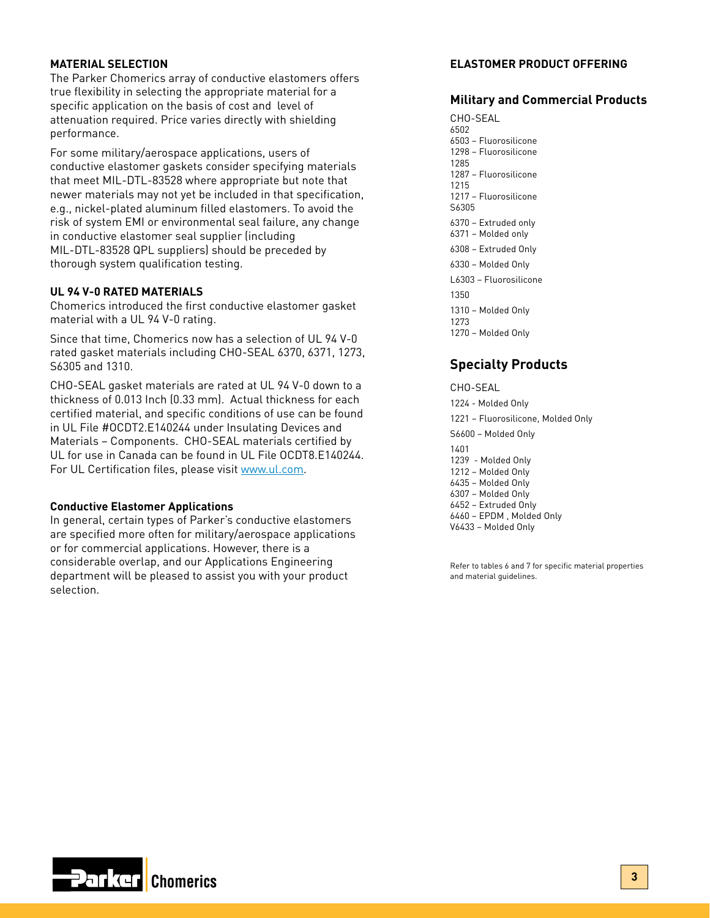## MATERIAL SELECTION

The Parker Chomerics array of conductive elastomers offers true flexibility in selecting the appropriate material for a specific application on the basis of cost and level of attenuation required. Price varies directly with shielding performance.

For some military/aerospace applications, users of conductive elastomer gaskets consider specifying materials that meet MIL-DTL-83528 where appropriate but note that newer materials may not yet be included in that specification, e.g., nickel-plated aluminum filled elastomers. To avoid the risk of system EMI or environmental seal failure, any change in conductive elastomer seal supplier (including MIL-DTL-83528 QPL suppliers) should be preceded by thorough system qualification testing.

## UL 94 V-0 RATED MATERIALS

Chomerics introduced the first conductive elastomer gasket material with a UL 94 V-0 rating.

Since that time, Chomerics now has a selection of UL 94 V-0 rated gasket materials including CHO-SEAL 6370, 6371, 1273, S6305 and 1310.

CHO-SEAL gasket materials are rated at UL 94 V-0 down to a thickness of 0.013 Inch (0.33 mm). Actual thickness for each certified material, and specific conditions of use can be found in UL File #OCDT2.E140244 under Insulating Devices and Materials – Components. CHO-SEAL materials certified by UL for use in Canada can be found in UL File OCDT8.E140244. For UL Certification files, please visit www.ul.com.

### Conductive Elastomer Applications

In general, certain types of Parker's conductive elastomers are specified more often for military/aerospace applications or for commercial applications. However, there is a considerable overlap, and our Applications Engineering department will be pleased to assist you with your product selection.

## ELASTOMER PRODUCT OFFERING

### Military and Commercial Products

CHO-SEAL
6502
6503 – Fluorosilicone
1298 – Fluorosilicone
1285
1287 – Fluorosilicone
1215
1217 – Fluorosilicone
S6305

6370 – Extruded only
6371 – Molded only

6308 – Extruded Only

6330 – Molded Only

L6303 – Fluorosilicone

1350

1310 – Molded Only
1273
1270 – Molded Only

### Specialty Products

CHO-SEAL

1224 - Molded Only

1221 – Fluorosilicone, Molded Only

S6600 – Molded Only

1401
1239 - Molded Only
1212 – Molded Only
6435 – Molded Only
6307 – Molded Only
6452 – Extruded Only
6460 – EPDM , Molded Only
V6433 – Molded Only

Refer to tables 6 and 7 for specific material properties and material guidelines.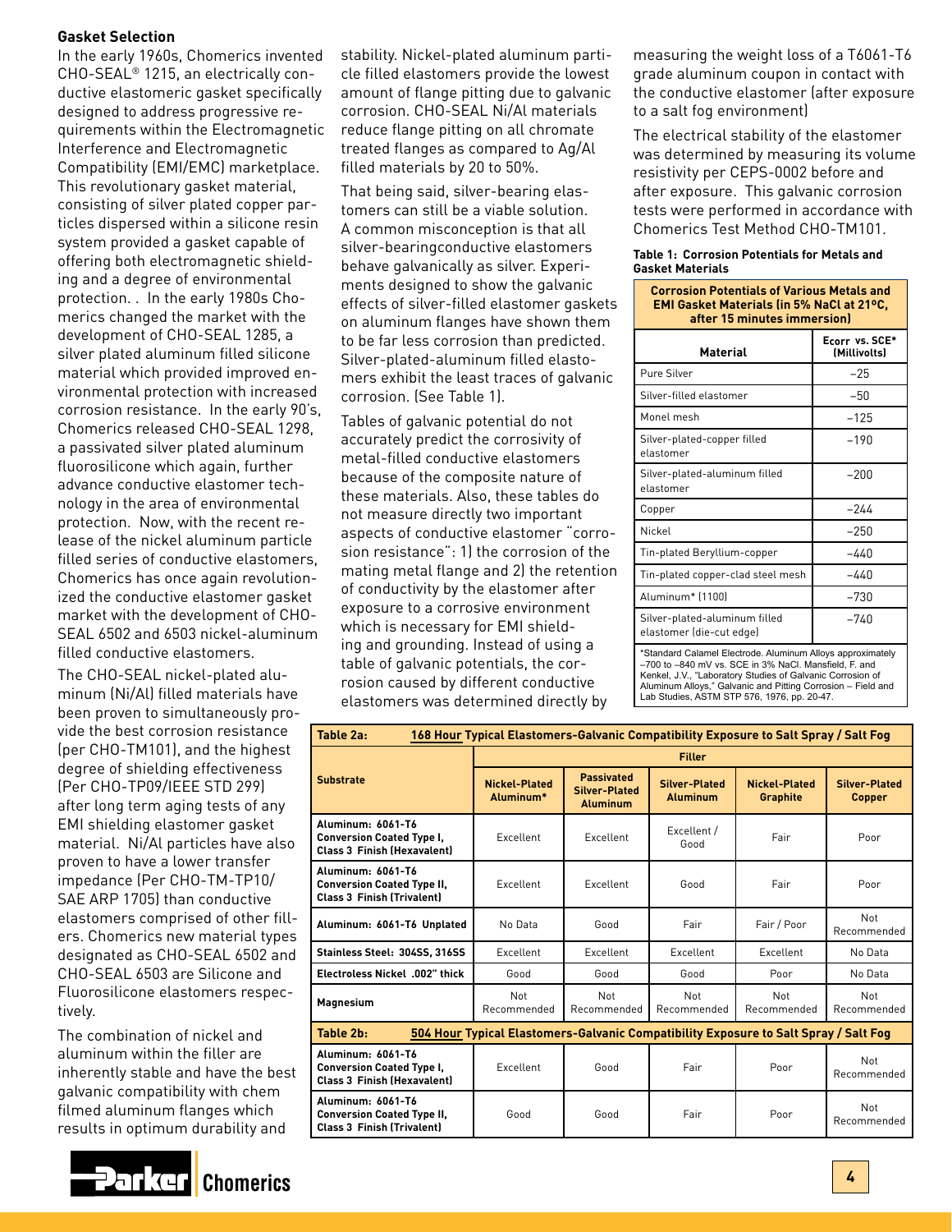## Gasket Selection

In the early 1960s, Chomerics invented CHO-SEAL® 1215, an electrically conductive elastomeric gasket specifically designed to address progressive requirements within the Electromagnetic Interference and Electromagnetic Compatibility (EMI/EMC) marketplace. This revolutionary gasket material, consisting of silver plated copper particles dispersed within a silicone resin system provided a gasket capable of offering both electromagnetic shielding and a degree of environmental protection. . In the early 1980s Chomerics changed the market with the development of CHO-SEAL 1285, a silver plated aluminum filled silicone material which provided improved environmental protection with increased corrosion resistance. In the early 90's, Chomerics released CHO-SEAL 1298, a passivated silver plated aluminum fluorosilicone which again, further advance conductive elastomer technology in the area of environmental protection. Now, with the recent release of the nickel aluminum particle filled series of conductive elastomers, Chomerics has once again revolutionized the conductive elastomer gasket market with the development of CHO-SEAL 6502 and 6503 nickel-aluminum filled conductive elastomers.

The CHO-SEAL nickel-plated aluminum (Ni/Al) filled materials have been proven to simultaneously provide the best corrosion resistance (per CHO-TM101), and the highest degree of shielding effectiveness (Per CHO-TP09/IEEE STD 299) after long term aging tests of any EMI shielding elastomer gasket material. Ni/Al particles have also proven to have a lower transfer impedance (Per CHO-TM-TP10/SAE ARP 1705) than conductive elastomers comprised of other fillers. Chomerics new material types designated as CHO-SEAL 6502 and CHO-SEAL 6503 are Silicone and Fluorosilicone elastomers respectively.

The combination of nickel and aluminum within the filler are inherently stable and have the best galvanic compatibility with chem filmed aluminum flanges which results in optimum durability and stability. Nickel-plated aluminum particle filled elastomers provide the lowest amount of flange pitting due to galvanic corrosion. CHO-SEAL Ni/Al materials reduce flange pitting on all chromate treated flanges as compared to Ag/Al filled materials by 20 to 50%.

That being said, silver-bearing elastomers can still be a viable solution. A common misconception is that all silver-bearingconductive elastomers behave galvanically as silver. Experiments designed to show the galvanic effects of silver-filled elastomer gaskets on aluminum flanges have shown them to be far less corrosion than predicted. Silver-plated-aluminum filled elastomers exhibit the least traces of galvanic corrosion. (See Table 1).

Tables of galvanic potential do not accurately predict the corrosivity of metal-filled conductive elastomers because of the composite nature of these materials. Also, these tables do not measure directly two important aspects of conductive elastomer "corrosion resistance": 1) the corrosion of the mating metal flange and 2) the retention of conductivity by the elastomer after exposure to a corrosive environment which is necessary for EMI shielding and grounding. Instead of using a table of galvanic potentials, the corrosion caused by different conductive elastomers was determined directly by measuring the weight loss of a T6061-T6 grade aluminum coupon in contact with the conductive elastomer (after exposure to a salt fog environment)

The electrical stability of the elastomer was determined by measuring its volume resistivity per CEPS-0002 before and after exposure. This galvanic corrosion tests were performed in accordance with Chomerics Test Method CHO-TM101.

**Table 1: Corrosion Potentials for Metals and Gasket Materials**

**Corrosion Potentials of Various Metals and EMI Gasket Materials (in 5% NaCl at 21ºC, after 15 minutes immersion)**

| Material | $E_{corr}$ vs. SCE* (Millivolts) |
|---|---|
| Pure Silver | –25 |
| Silver-filled elastomer | –50 |
| Monel mesh | –125 |
| Silver-plated-copper filled elastomer | –190 |
| Silver-plated-aluminum filled elastomer | –200 |
| Copper | –244 |
| Nickel | –250 |
| Tin-plated Beryllium-copper | –440 |
| Tin-plated copper-clad steel mesh | –440 |
| Aluminum* (1100) | –730 |
| Silver-plated-aluminum filled elastomer (die-cut edge) | –740 |

*Standard Calamel Electrode. Aluminum Alloys approximately –700 to –840 mV vs. SCE in 3% NaCl. Mansfield, F. and Kenkel, J.V., "Laboratory Studies of Galvanic Corrosion of Aluminum Alloys," Galvanic and Pitting Corrosion – Field and Lab Studies, ASTM STP 576, 1976, pp. 20-47.

**Table 2a: 168 Hour Typical Elastomers-Galvanic Compatibility Exposure to Salt Spray / Salt Fog**

| Substrate | Filler | | | | |
|---|---|---|---|---|---|
| | Nickel-Plated Aluminum* | Passivated Silver-Plated Aluminum | Silver-Plated Aluminum | Nickel-Plated Graphite | Silver-Plated Copper |
| Aluminum: 6061-T6 Conversion Coated Type I, Class 3 Finish (Hexavalent) | Excellent | Excellent | Excellent / Good | Fair | Poor |
| Aluminum: 6061-T6 Conversion Coated Type II, Class 3 Finish (Trivalent) | Excellent | Excellent | Good | Fair | Poor |
| Aluminum: 6061-T6 Unplated | No Data | Good | Fair | Fair / Poor | Not Recommended |
| Stainless Steel: 304SS, 316SS | Excellent | Excellent | Excellent | Excellent | No Data |
| Electroless Nickel .002" thick | Good | Good | Good | Poor | No Data |
| Magnesium | Not Recommended | Not Recommended | Not Recommended | Not Recommended | Not Recommended |

**Table 2b: 504 Hour Typical Elastomers-Galvanic Compatibility Exposure to Salt Spray / Salt Fog**

| Substrate | Nickel-Plated Aluminum* | Passivated Silver-Plated Aluminum | Silver-Plated Aluminum | Nickel-Plated Graphite | Silver-Plated Copper |
|---|---|---|---|---|---|
| Aluminum: 6061-T6 Conversion Coated Type I, Class 3 Finish (Hexavalent) | Excellent | Good | Fair | Poor | Not Recommended |
| Aluminum: 6061-T6 Conversion Coated Type II, Class 3 Finish (Trivalent) | Good | Good | Fair | Poor | Not Recommended |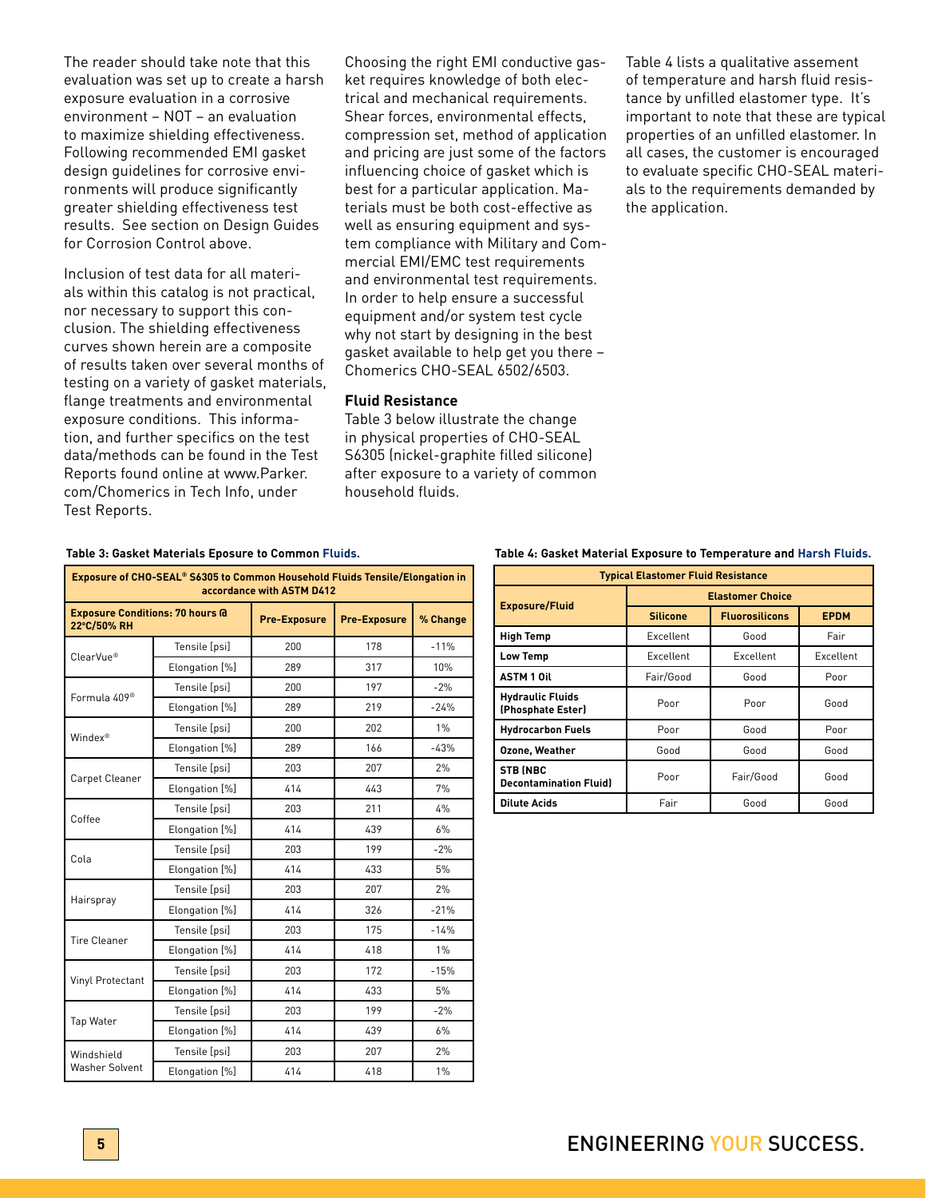The reader should take note that this evaluation was set up to create a harsh exposure evaluation in a corrosive environment – NOT – an evaluation to maximize shielding effectiveness. Following recommended EMI gasket design guidelines for corrosive environments will produce significantly greater shielding effectiveness test results. See section on Design Guides for Corrosion Control above.

Inclusion of test data for all materials within this catalog is not practical, nor necessary to support this conclusion. The shielding effectiveness curves shown herein are a composite of results taken over several months of testing on a variety of gasket materials, flange treatments and environmental exposure conditions. This information, and further specifics on the test data/methods can be found in the Test Reports found online at www.Parker.com/Chomerics in Tech Info, under Test Reports.

Choosing the right EMI conductive gasket requires knowledge of both electrical and mechanical requirements. Shear forces, environmental effects, compression set, method of application and pricing are just some of the factors influencing choice of gasket which is best for a particular application. Materials must be both cost-effective as well as ensuring equipment and system compliance with Military and Commercial EMI/EMC test requirements and environmental test requirements. In order to help ensure a successful equipment and/or system test cycle why not start by designing in the best gasket available to help get you there – Chomerics CHO-SEAL 6502/6503.

### Fluid Resistance

Table 3 below illustrate the change in physical properties of CHO-SEAL S6305 (nickel-graphite filled silicone) after exposure to a variety of common household fluids.

Table 4 lists a qualitative assement of temperature and harsh fluid resistance by unfilled elastomer type. It's important to note that these are typical properties of an unfilled elastomer. In all cases, the customer is encouraged to evaluate specific CHO-SEAL materials to the requirements demanded by the application.

**Table 3: Gasket Materials Eposure to Common Fluids.**

| Exposure of CHO-SEAL® S6305 to Common Household Fluids Tensile/Elongation in accordance with ASTM D412 | | | | |
|---|---|---|---|---|
| **Exposure Conditions: 70 hours @ 22°C/50% RH** | | **Pre-Exposure** | **Pre-Exposure** | **% Change** |
| ClearVue® | Tensile [psi] | 200 | 178 | -11% |
| | Elongation [%] | 289 | 317 | 10% |
| Formula 409® | Tensile [psi] | 200 | 197 | -2% |
| | Elongation [%] | 289 | 219 | -24% |
| Windex® | Tensile [psi] | 200 | 202 | 1% |
| | Elongation [%] | 289 | 166 | -43% |
| Carpet Cleaner | Tensile [psi] | 203 | 207 | 2% |
| | Elongation [%] | 414 | 443 | 7% |
| Coffee | Tensile [psi] | 203 | 211 | 4% |
| | Elongation [%] | 414 | 439 | 6% |
| Cola | Tensile [psi] | 203 | 199 | -2% |
| | Elongation [%] | 414 | 433 | 5% |
| Hairspray | Tensile [psi] | 203 | 207 | 2% |
| | Elongation [%] | 414 | 326 | -21% |
| Tire Cleaner | Tensile [psi] | 203 | 175 | -14% |
| | Elongation [%] | 414 | 418 | 1% |
| Vinyl Protectant | Tensile [psi] | 203 | 172 | -15% |
| | Elongation [%] | 414 | 433 | 5% |
| Tap Water | Tensile [psi] | 203 | 199 | -2% |
| | Elongation [%] | 414 | 439 | 6% |
| Windshield Washer Solvent | Tensile [psi] | 203 | 207 | 2% |
| | Elongation [%] | 414 | 418 | 1% |

**Table 4: Gasket Material Exposure to Temperature and Harsh Fluids.**

| Typical Elastomer Fluid Resistance | | | |
|---|---|---|---|
| **Exposure/Fluid** | **Elastomer Choice** | | |
| | **Silicone** | **Fluorosilicons** | **EPDM** |
| **High Temp** | Excellent | Good | Fair |
| **Low Temp** | Excellent | Excellent | Excellent |
| **ASTM 1 Oil** | Fair/Good | Good | Poor |
| **Hydraulic Fluids (Phosphate Ester)** | Poor | Poor | Good |
| **Hydrocarbon Fuels** | Poor | Good | Poor |
| **Ozone, Weather** | Good | Good | Good |
| **STB (NBC Decontamination Fluid)** | Poor | Fair/Good | Good |
| **Dilute Acids** | Fair | Good | Good |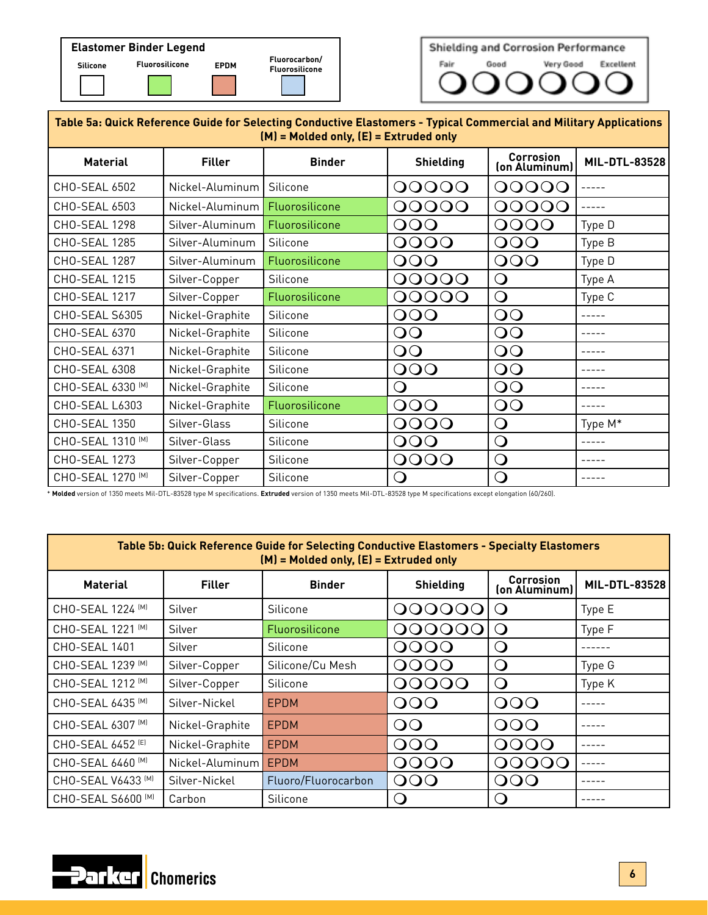**Elastomer Binder Legend**

| Silicone | Fluorosilicone | EPDM | Fluorocarbon/ Fluorosilicone |
|---|---|---|---|
| (white) | (green) | (salmon) | (blue) |

**Shielding and Corrosion Performance**

| Fair | Good | Very Good | Excellent |
|---|---|---|---|
| ❍❍ | ❍❍❍ | ❍❍❍❍ | ❍❍❍❍❍❍ |

**Table 5a: Quick Reference Guide for Selecting Conductive Elastomers - Typical Commercial and Military Applications (M) = Molded only, (E) = Extruded only**

| Material | Filler | Binder | Shielding | Corrosion (on Aluminum) | MIL-DTL-83528 |
|---|---|---|---|---|---|
| CHO-SEAL 6502 | Nickel-Aluminum | Silicone | ❍❍❍❍❍ | ❍❍❍❍❍ | ----- |
| CHO-SEAL 6503 | Nickel-Aluminum | Fluorosilicone | ❍❍❍❍❍ | ❍❍❍❍❍ | ----- |
| CHO-SEAL 1298 | Silver-Aluminum | Fluorosilicone | ❍❍❍ | ❍❍❍❍ | Type D |
| CHO-SEAL 1285 | Silver-Aluminum | Silicone | ❍❍❍❍ | ❍❍❍ | Type B |
| CHO-SEAL 1287 | Silver-Aluminum | Fluorosilicone | ❍❍❍ | ❍❍❍ | Type D |
| CHO-SEAL 1215 | Silver-Copper | Silicone | ❍❍❍❍❍ | ❍ | Type A |
| CHO-SEAL 1217 | Silver-Copper | Fluorosilicone | ❍❍❍❍❍ | ❍ | Type C |
| CHO-SEAL S6305 | Nickel-Graphite | Silicone | ❍❍❍ | ❍❍ | ----- |
| CHO-SEAL 6370 | Nickel-Graphite | Silicone | ❍❍ | ❍❍ | ----- |
| CHO-SEAL 6371 | Nickel-Graphite | Silicone | ❍❍ | ❍❍ | ----- |
| CHO-SEAL 6308 | Nickel-Graphite | Silicone | ❍❍❍ | ❍❍ | ----- |
| CHO-SEAL 6330 (M) | Nickel-Graphite | Silicone | ❍ | ❍❍ | ----- |
| CHO-SEAL L6303 | Nickel-Graphite | Fluorosilicone | ❍❍❍ | ❍❍ | ----- |
| CHO-SEAL 1350 | Silver-Glass | Silicone | ❍❍❍❍ | ❍ | Type M* |
| CHO-SEAL 1310 (M) | Silver-Glass | Silicone | ❍❍❍ | ❍ | ----- |
| CHO-SEAL 1273 | Silver-Copper | Silicone | ❍❍❍❍ | ❍ | ----- |
| CHO-SEAL 1270 (M) | Silver-Copper | Silicone | ❍ | ❍ | ----- |

* **Molded** version of 1350 meets Mil-DTL-83528 type M specifications. **Extruded** version of 1350 meets Mil-DTL-83528 type M specifications except elongation (60/260).

**Table 5b: Quick Reference Guide for Selecting Conductive Elastomers - Specialty Elastomers (M) = Molded only, (E) = Extruded only**

| Material | Filler | Binder | Shielding | Corrosion (on Aluminum) | MIL-DTL-83528 |
|---|---|---|---|---|---|
| CHO-SEAL 1224 (M) | Silver | Silicone | ❍❍❍❍❍❍ | ❍ | Type E |
| CHO-SEAL 1221 (M) | Silver | Fluorosilicone | ❍❍❍❍❍❍ | ❍ | Type F |
| CHO-SEAL 1401 | Silver | Silicone | ❍❍❍❍ | ❍ | ------ |
| CHO-SEAL 1239 (M) | Silver-Copper | Silicone/Cu Mesh | ❍❍❍❍ | ❍ | Type G |
| CHO-SEAL 1212 (M) | Silver-Copper | Silicone | ❍❍❍❍❍ | ❍ | Type K |
| CHO-SEAL 6435 (M) | Silver-Nickel | EPDM | ❍❍❍ | ❍❍❍ | ----- |
| CHO-SEAL 6307 (M) | Nickel-Graphite | EPDM | ❍❍ | ❍❍❍ | ----- |
| CHO-SEAL 6452 (E) | Nickel-Graphite | EPDM | ❍❍❍ | ❍❍❍❍ | ----- |
| CHO-SEAL 6460 (M) | Nickel-Aluminum | EPDM | ❍❍❍❍ | ❍❍❍❍❍ | ----- |
| CHO-SEAL V6433 (M) | Silver-Nickel | Fluoro/Fluorocarbon | ❍❍❍ | ❍❍❍ | ----- |
| CHO-SEAL S6600 (M) | Carbon | Silicone | ❍ | ❍ | ----- |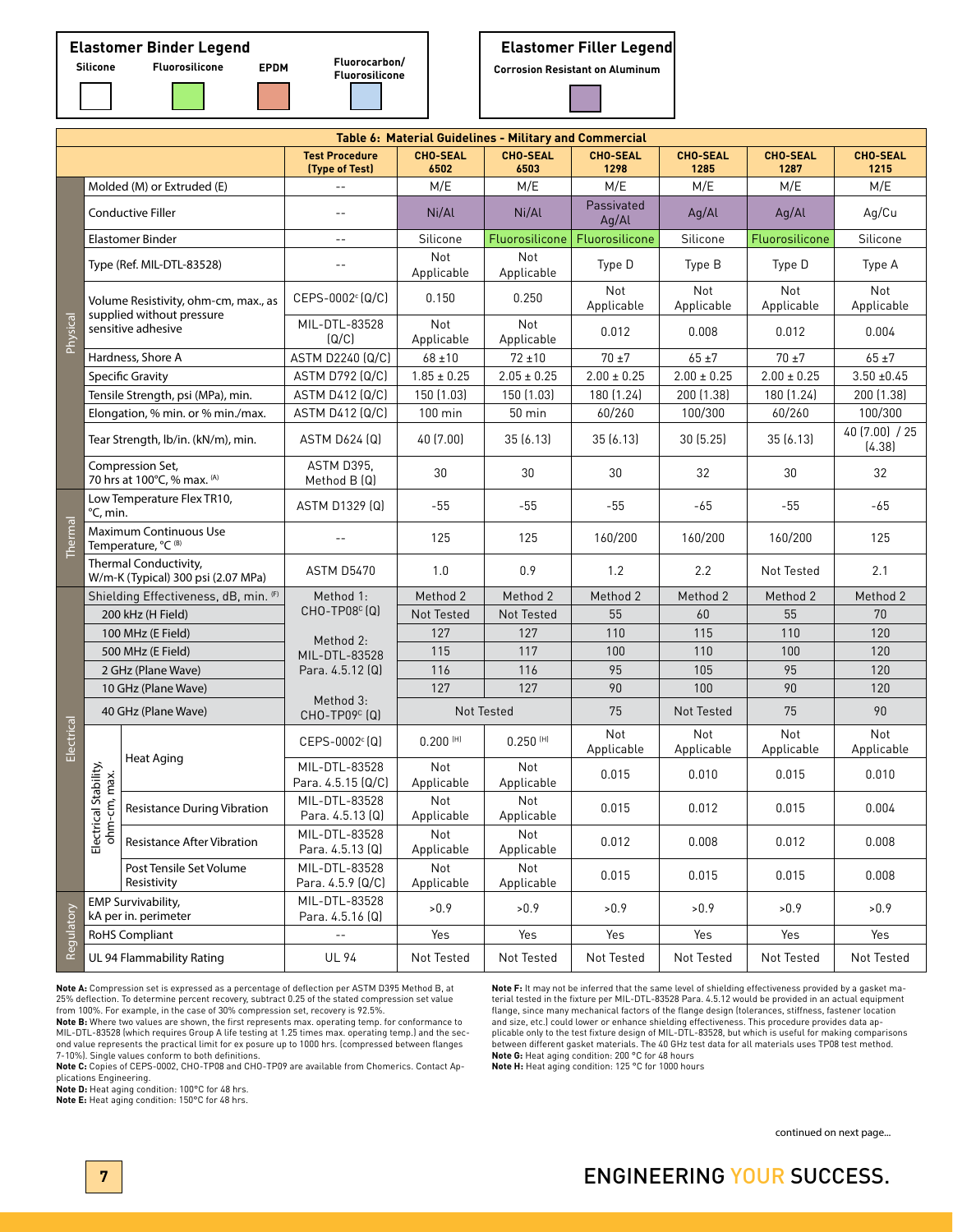**Elastomer Binder Legend**

Silicone | Fluorosilicone | EPDM | Fluorocarbon/ Fluorosilicone

**Elastomer Filler Legend**

Corrosion Resistant on Aluminum

**Table 6: Material Guidelines - Military and Commercial**

| | | | Test Procedure (Type of Test) | CHO-SEAL 6502 | CHO-SEAL 6503 | CHO-SEAL 1298 | CHO-SEAL 1285 | CHO-SEAL 1287 | CHO-SEAL 1215 |
|---|---|---|---|---|---|---|---|---|---|
| Physical | Molded (M) or Extruded (E) | | -- | M/E | M/E | M/E | M/E | M/E | M/E |
| | Conductive Filler | | -- | Ni/Al | Ni/Al | Passivated Ag/Al | Ag/Al | Ag/Al | Ag/Cu |
| | Elastomer Binder | | -- | Silicone | Fluorosilicone | Fluorosilicone | Silicone | Fluorosilicone | Silicone |
| | Type (Ref. MIL-DTL-83528) | | -- | Not Applicable | Not Applicable | Type D | Type B | Type D | Type A |
| | Volume Resistivity, ohm-cm, max., as supplied without pressure sensitive adhesive | | CEPS-0002[c] (Q/C) | 0.150 | 0.250 | Not Applicable | Not Applicable | Not Applicable | Not Applicable |
| | | | MIL-DTL-83528 (Q/C) | Not Applicable | Not Applicable | 0.012 | 0.008 | 0.012 | 0.004 |
| | Hardness, Shore A | | ASTM D2240 (Q/C) | 68 ±10 | 72 ±10 | 70 ±7 | 65 ±7 | 70 ±7 | 65 ±7 |
| | Specific Gravity | | ASTM D792 (Q/C) | 1.85 ± 0.25 | 2.05 ± 0.25 | 2.00 ± 0.25 | 2.00 ± 0.25 | 2.00 ± 0.25 | 3.50 ±0.45 |
| | Tensile Strength, psi (MPa), min. | | ASTM D412 (Q/C) | 150 (1.03) | 150 (1.03) | 180 (1.24) | 200 (1.38) | 180 (1.24) | 200 (1.38) |
| | Elongation, % min. or % min./max. | | ASTM D412 (Q/C) | 100 min | 50 min | 60/260 | 100/300 | 60/260 | 100/300 |
| | Tear Strength, lb/in. (kN/m), min. | | ASTM D624 (Q) | 40 (7.00) | 35 (6.13) | 35 (6.13) | 30 (5.25) | 35 (6.13) | 40 (7.00) / 25 (4.38) |
| | Compression Set, 70 hrs at 100°C, % max. [A] | | ASTM D395, Method B (Q) | 30 | 30 | 30 | 32 | 30 | 32 |
| Thermal | Low Temperature Flex TR10, °C, min. | | ASTM D1329 (Q) | -55 | -55 | -55 | -65 | -55 | -65 |
| | Maximum Continuous Use Temperature, °C [B] | | -- | 125 | 125 | 160/200 | 160/200 | 160/200 | 125 |
| | Thermal Conductivity, W/m-K (Typical) 300 psi (2.07 MPa) | | ASTM D5470 | 1.0 | 0.9 | 1.2 | 2.2 | Not Tested | 2.1 |
| Electrical | Shielding Effectiveness, dB, min. [F] | | Method 1: CHO-TP08[C] (Q) | Method 2 | Method 2 | Method 2 | Method 2 | Method 2 | Method 2 |
| | 200 kHz (H Field) | | | Not Tested | Not Tested | 55 | 60 | 55 | 70 |
| | 100 MHz (E Field) | | Method 2: MIL-DTL-83528 Para. 4.5.12 (Q) | 127 | 127 | 110 | 115 | 110 | 120 |
| | 500 MHz (E Field) | | | 115 | 117 | 100 | 110 | 100 | 120 |
| | 2 GHz (Plane Wave) | | | 116 | 116 | 95 | 105 | 95 | 120 |
| | 10 GHz (Plane Wave) | | | 127 | 127 | 90 | 100 | 90 | 120 |
| | 40 GHz (Plane Wave) | | Method 3: CHO-TP09[C] (Q) | Not Tested | | 75 | Not Tested | 75 | 90 |
| | Electrical Stability, ohm-cm, max. | Heat Aging | CEPS-0002[c] (Q) | 0.200 [H] | 0.250 [H] | Not Applicable | Not Applicable | Not Applicable | Not Applicable |
| | | | MIL-DTL-83528 Para. 4.5.15 (Q/C) | Not Applicable | Not Applicable | 0.015 | 0.010 | 0.015 | 0.010 |
| | | Resistance During Vibration | MIL-DTL-83528 Para. 4.5.13 (Q) | Not Applicable | Not Applicable | 0.015 | 0.012 | 0.015 | 0.004 |
| | | Resistance After Vibration | MIL-DTL-83528 Para. 4.5.13 (Q) | Not Applicable | Not Applicable | 0.012 | 0.008 | 0.012 | 0.008 |
| | | Post Tensile Set Volume Resistivity | MIL-DTL-83528 Para. 4.5.9 (Q/C) | Not Applicable | Not Applicable | 0.015 | 0.015 | 0.015 | 0.008 |
| Regulatory | EMP Survivability, kA per in. perimeter | | MIL-DTL-83528 Para. 4.5.16 (Q) | >0.9 | >0.9 | >0.9 | >0.9 | >0.9 | >0.9 |
| | RoHS Compliant | | -- | Yes | Yes | Yes | Yes | Yes | Yes |
| | UL 94 Flammability Rating | | UL 94 | Not Tested | Not Tested | Not Tested | Not Tested | Not Tested | Not Tested |

**Note A:** Compression set is expressed as a percentage of deflection per ASTM D395 Method B, at 25% deflection. To determine percent recovery, subtract 0.25 of the stated compression set value from 100%. For example, in the case of 30% compression set, recovery is 92.5%.

**Note B:** Where two values are shown, the first represents max. operating temp. for conformance to MIL-DTL-83528 (which requires Group A life testing at 1.25 times max. operating temp.) and the second value represents the practical limit for ex posure up to 1000 hrs. (compressed between flanges 7-10%). Single values conform to both definitions.

**Note C:** Copies of CEPS-0002, CHO-TP08 and CHO-TP09 are available from Chomerics. Contact Applications Engineering.

**Note D:** Heat aging condition: 100°C for 48 hrs.

**Note E:** Heat aging condition: 150°C for 48 hrs.

**Note F:** It may not be inferred that the same level of shielding effectiveness provided by a gasket material tested in the fixture per MIL-DTL-83528 Para. 4.5.12 would be provided in an actual equipment flange, since many mechanical factors of the flange design (tolerances, stiffness, fastener location and size, etc.) could lower or enhance shielding effectiveness. This procedure provides data applicable only to the test fixture design of MIL-DTL-83528, but which is useful for making comparisons between different gasket materials. The 40 GHz test data for all materials uses TP08 test method.

**Note G:** Heat aging condition: 200 °C for 48 hours

**Note H:** Heat aging condition: 125 °C for 1000 hours

continued on next page...

ENGINEERING YOUR SUCCESS.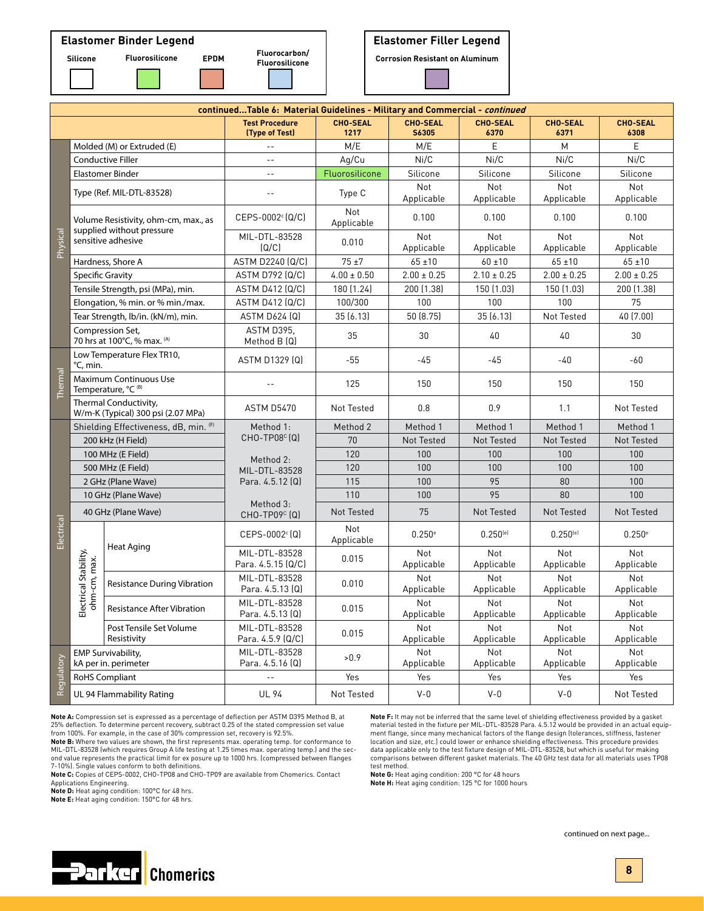**Elastomer Binder Legend**

Silicone | Fluorosilicone | EPDM | Fluorocarbon/ Fluorosilicone

**Elastomer Filler Legend**

Corrosion Resistant on Aluminum

**continued...Table 6: Material Guidelines - Military and Commercial - *continued***

| | | | Test Procedure (Type of Test) | CHO-SEAL 1217 | CHO-SEAL S6305 | CHO-SEAL 6370 | CHO-SEAL 6371 | CHO-SEAL 6308 |
|---|---|---|---|---|---|---|---|---|
| Physical | Molded (M) or Extruded (E) | | -- | M/E | M/E | E | M | E |
| | Conductive Filler | | -- | Ag/Cu | Ni/C | Ni/C | Ni/C | Ni/C |
| | Elastomer Binder | | -- | Fluorosilicone | Silicone | Silicone | Silicone | Silicone |
| | Type (Ref. MIL-DTL-83528) | | -- | Type C | Not Applicable | Not Applicable | Not Applicable | Not Applicable |
| | Volume Resistivity, ohm-cm, max., as supplied without pressure sensitive adhesive | | CEPS-0002[c] (Q/C) | Not Applicable | 0.100 | 0.100 | 0.100 | 0.100 |
| | | | MIL-DTL-83528 (Q/C) | 0.010 | Not Applicable | Not Applicable | Not Applicable | Not Applicable |
| | Hardness, Shore A | | ASTM D2240 (Q/C) | 75 ±7 | 65 ±10 | 60 ±10 | 65 ±10 | 65 ±10 |
| | Specific Gravity | | ASTM D792 (Q/C) | 4.00 ± 0.50 | 2.00 ± 0.25 | 2.10 ± 0.25 | 2.00 ± 0.25 | 2.00 ± 0.25 |
| | Tensile Strength, psi (MPa), min. | | ASTM D412 (Q/C) | 180 (1.24) | 200 (1.38) | 150 (1.03) | 150 (1.03) | 200 (1.38) |
| | Elongation, % min. or % min./max. | | ASTM D412 (Q/C) | 100/300 | 100 | 100 | 100 | 75 |
| | Tear Strength, lb/in. (kN/m), min. | | ASTM D624 (Q) | 35 (6.13) | 50 (8.75) | 35 (6.13) | Not Tested | 40 (7.00) |
| | Compression Set, 70 hrs at 100°C, % max. [A] | | ASTM D395, Method B (Q) | 35 | 30 | 40 | 40 | 30 |
| Thermal | Low Temperature Flex TR10, °C, min. | | ASTM D1329 (Q) | -55 | -45 | -45 | -40 | -60 |
| | Maximum Continuous Use Temperature, °C [B] | | -- | 125 | 150 | 150 | 150 | 150 |
| | Thermal Conductivity, W/m-K (Typical) 300 psi (2.07 MPa) | | ASTM D5470 | Not Tested | 0.8 | 0.9 | 1.1 | Not Tested |
| Electrical | Shielding Effectiveness, dB, min. [F] | | Method 1: CHO-TP08[C] (Q) Method 2: MIL-DTL-83528 Para. 4.5.12 (Q) Method 3: CHO-TP09[C] (Q) | Method 2 | Method 1 | Method 1 | Method 1 | Method 1 |
| | 200 kHz (H Field) | | | 70 | Not Tested | Not Tested | Not Tested | Not Tested |
| | 100 MHz (E Field) | | | 120 | 100 | 100 | 100 | 100 |
| | 500 MHz (E Field) | | | 120 | 100 | 100 | 100 | 100 |
| | 2 GHz (Plane Wave) | | | 115 | 100 | 95 | 80 | 100 |
| | 10 GHz (Plane Wave) | | | 110 | 100 | 95 | 80 | 100 |
| | 40 GHz (Plane Wave) | | | Not Tested | 75 | Not Tested | Not Tested | Not Tested |
| | Electrical Stability, ohm-cm, max. | Heat Aging | CEPS-0002[c] (Q) | Not Applicable | 0.250[e] | 0.250[e] | 0.250[e] | 0.250[e] |
| | | | MIL-DTL-83528 Para. 4.5.15 (Q/C) | 0.015 | Not Applicable | Not Applicable | Not Applicable | Not Applicable |
| | | Resistance During Vibration | MIL-DTL-83528 Para. 4.5.13 (Q) | 0.010 | Not Applicable | Not Applicable | Not Applicable | Not Applicable |
| | | Resistance After Vibration | MIL-DTL-83528 Para. 4.5.13 (Q) | 0.015 | Not Applicable | Not Applicable | Not Applicable | Not Applicable |
| | | Post Tensile Set Volume Resistivity | MIL-DTL-83528 Para. 4.5.9 (Q/C) | 0.015 | Not Applicable | Not Applicable | Not Applicable | Not Applicable |
| Regulatory | EMP Survivability, kA per in. perimeter | | MIL-DTL-83528 Para. 4.5.16 (Q) | >0.9 | Not Applicable | Not Applicable | Not Applicable | Not Applicable |
| | RoHS Compliant | | -- | Yes | Yes | Yes | Yes | Yes |
| | UL 94 Flammability Rating | | UL 94 | Not Tested | V-0 | V-0 | V-0 | Not Tested |

**Note A:** Compression set is expressed as a percentage of deflection per ASTM D395 Method B, at 25% deflection. To determine percent recovery, subtract 0.25 of the stated compression set value from 100%. For example, in the case of 30% compression set, recovery is 92.5%.

**Note B:** Where two values are shown, the first represents max. operating temp. for conformance to MIL-DTL-83528 (which requires Group A life testing at 1.25 times max. operating temp.) and the second value represents the practical limit for ex posure up to 1000 hrs. (compressed between flanges 7-10%). Single values conform to both definitions.

**Note C:** Copies of CEPS-0002, CHO-TP08 and CHO-TP09 are available from Chomerics. Contact Applications Engineering.

**Note D:** Heat aging condition: 100°C for 48 hrs.

**Note E:** Heat aging condition: 150°C for 48 hrs.

**Note F:** It may not be inferred that the same level of shielding effectiveness provided by a gasket material tested in the fixture per MIL-DTL-83528 Para. 4.5.12 would be provided in an actual equipment flange, since many mechanical factors of the flange design (tolerances, stiffness, fastener location and size, etc.) could lower or enhance shielding effectiveness. This procedure provides data applicable only to the test fixture design of MIL-DTL-83528, but which is useful for making comparisons between different gasket materials. The 40 GHz test data for all materials uses TP08 test method.

**Note G:** Heat aging condition: 200 °C for 48 hours

**Note H:** Heat aging condition: 125 °C for 1000 hours

continued on next page...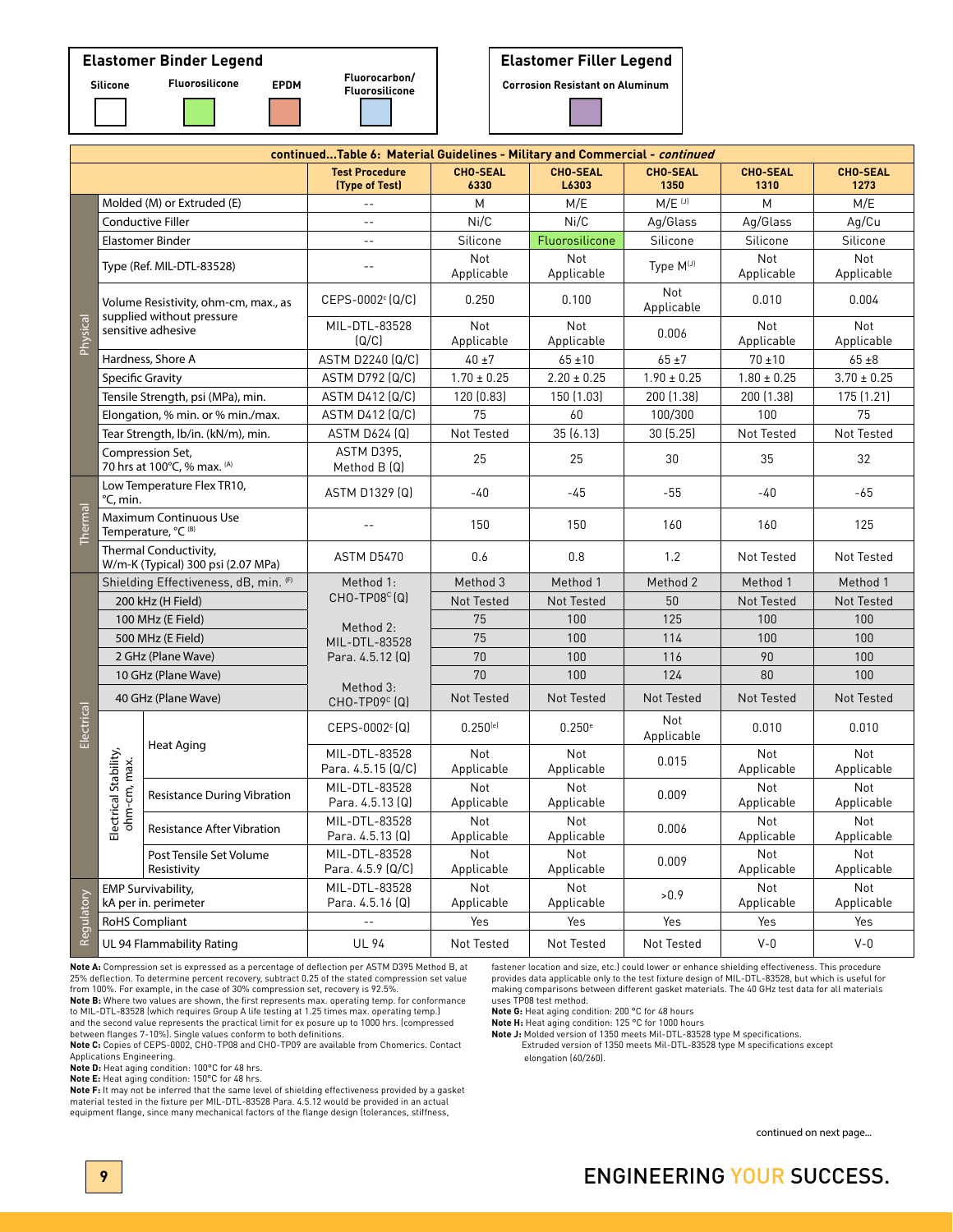**Elastomer Binder Legend**

Silicone | Fluorosilicone | EPDM | Fluorocarbon/ Fluorosilicone

**Elastomer Filler Legend**

Corrosion Resistant on Aluminum

**continued...Table 6: Material Guidelines - Military and Commercial - *continued***

| | | | Test Procedure (Type of Test) | CHO-SEAL 6330 | CHO-SEAL L6303 | CHO-SEAL 1350 | CHO-SEAL 1310 | CHO-SEAL 1273 |
|---|---|---|---|---|---|---|---|---|
| Physical | Molded (M) or Extruded (E) | | -- | M | M/E | M/E [J] | M | M/E |
| | Conductive Filler | | -- | Ni/C | Ni/C | Ag/Glass | Ag/Glass | Ag/Cu |
| | Elastomer Binder | | -- | Silicone | Fluorosilicone | Silicone | Silicone | Silicone |
| | Type (Ref. MIL-DTL-83528) | | -- | Not Applicable | Not Applicable | Type M[J] | Not Applicable | Not Applicable |
| | Volume Resistivity, ohm-cm, max., as supplied without pressure sensitive adhesive | | CEPS-0002[c] (Q/C) | 0.250 | 0.100 | Not Applicable | 0.010 | 0.004 |
| | | | MIL-DTL-83528 (Q/C) | Not Applicable | Not Applicable | 0.006 | Not Applicable | Not Applicable |
| | Hardness, Shore A | | ASTM D2240 (Q/C) | 40 ±7 | 65 ±10 | 65 ±7 | 70 ±10 | 65 ±8 |
| | Specific Gravity | | ASTM D792 (Q/C) | 1.70 ± 0.25 | 2.20 ± 0.25 | 1.90 ± 0.25 | 1.80 ± 0.25 | 3.70 ± 0.25 |
| | Tensile Strength, psi (MPa), min. | | ASTM D412 (Q/C) | 120 (0.83) | 150 (1.03) | 200 (1.38) | 200 (1.38) | 175 (1.21) |
| | Elongation, % min. or % min./max. | | ASTM D412 (Q/C) | 75 | 60 | 100/300 | 100 | 75 |
| | Tear Strength, lb/in. (kN/m), min. | | ASTM D624 (Q) | Not Tested | 35 (6.13) | 30 (5.25) | Not Tested | Not Tested |
| | Compression Set, 70 hrs at 100°C, % max. [A] | | ASTM D395, Method B (Q) | 25 | 25 | 30 | 35 | 32 |
| Thermal | Low Temperature Flex TR10, °C, min. | | ASTM D1329 (Q) | -40 | -45 | -55 | -40 | -65 |
| | Maximum Continuous Use Temperature, °C [B] | | -- | 150 | 150 | 160 | 160 | 125 |
| | Thermal Conductivity, W/m-K (Typical) 300 psi (2.07 MPa) | | ASTM D5470 | 0.6 | 0.8 | 1.2 | Not Tested | Not Tested |
| Electrical | Shielding Effectiveness, dB, min. [F] | | Method 1: CHO-TP08[C] (Q); Method 2: MIL-DTL-83528 Para. 4.5.12 (Q); Method 3: CHO-TP09[C] (Q) | Method 3 | Method 1 | Method 2 | Method 1 | Method 1 |
| | 200 kHz (H Field) | | | Not Tested | Not Tested | 50 | Not Tested | Not Tested |
| | 100 MHz (E Field) | | | 75 | 100 | 125 | 100 | 100 |
| | 500 MHz (E Field) | | | 75 | 100 | 114 | 100 | 100 |
| | 2 GHz (Plane Wave) | | | 70 | 100 | 116 | 90 | 100 |
| | 10 GHz (Plane Wave) | | | 70 | 100 | 124 | 80 | 100 |
| | 40 GHz (Plane Wave) | | | Not Tested | Not Tested | Not Tested | Not Tested | Not Tested |
| | Electrical Stability, ohm-cm, max. | Heat Aging | CEPS-0002[c] (Q) | 0.250[e] | 0.250[e] | Not Applicable | 0.010 | 0.010 |
| | | | MIL-DTL-83528 Para. 4.5.15 (Q/C) | Not Applicable | Not Applicable | 0.015 | Not Applicable | Not Applicable |
| | | Resistance During Vibration | MIL-DTL-83528 Para. 4.5.13 (Q) | Not Applicable | Not Applicable | 0.009 | Not Applicable | Not Applicable |
| | | Resistance After Vibration | MIL-DTL-83528 Para. 4.5.13 (Q) | Not Applicable | Not Applicable | 0.006 | Not Applicable | Not Applicable |
| | | Post Tensile Set Volume Resistivity | MIL-DTL-83528 Para. 4.5.9 (Q/C) | Not Applicable | Not Applicable | 0.009 | Not Applicable | Not Applicable |
| Regulatory | EMP Survivability, kA per in. perimeter | | MIL-DTL-83528 Para. 4.5.16 (Q) | Not Applicable | Not Applicable | >0.9 | Not Applicable | Not Applicable |
| | RoHS Compliant | | -- | Yes | Yes | Yes | Yes | Yes |
| | UL 94 Flammability Rating | | UL 94 | Not Tested | Not Tested | Not Tested | V-0 | V-0 |

**Note A:** Compression set is expressed as a percentage of deflection per ASTM D395 Method B, at 25% deflection. To determine percent recovery, subtract 0.25 of the stated compression set value from 100%. For example, in the case of 30% compression set, recovery is 92.5%.

**Note B:** Where two values are shown, the first represents max. operating temp. for conformance to MIL-DTL-83528 (which requires Group A life testing at 1.25 times max. operating temp.) and the second value represents the practical limit for ex posure up to 1000 hrs. (compressed between flanges 7-10%). Single values conform to both definitions.

**Note C:** Copies of CEPS-0002, CHO-TP08 and CHO-TP09 are available from Chomerics. Contact Applications Engineering.

**Note D:** Heat aging condition: 100°C for 48 hrs.

**Note E:** Heat aging condition: 150°C for 48 hrs.

**Note F:** It may not be inferred that the same level of shielding effectiveness provided by a gasket material tested in the fixture per MIL-DTL-83528 Para. 4.5.12 would be provided in an actual equipment flange, since many mechanical factors of the flange design (tolerances, stiffness, fastener location and size, etc.) could lower or enhance shielding effectiveness. This procedure provides data applicable only to the test fixture design of MIL-DTL-83528, but which is useful for making comparisons between different gasket materials. The 40 GHz test data for all materials uses TP08 test method.

**Note G:** Heat aging condition: 200 °C for 48 hours

**Note H:** Heat aging condition: 125 °C for 1000 hours

**Note J:** Molded version of 1350 meets Mil-DTL-83528 type M specifications.
Extruded version of 1350 meets Mil-DTL-83528 type M specifications except elongation (60/260).

continued on next page...

ENGINEERING YOUR SUCCESS.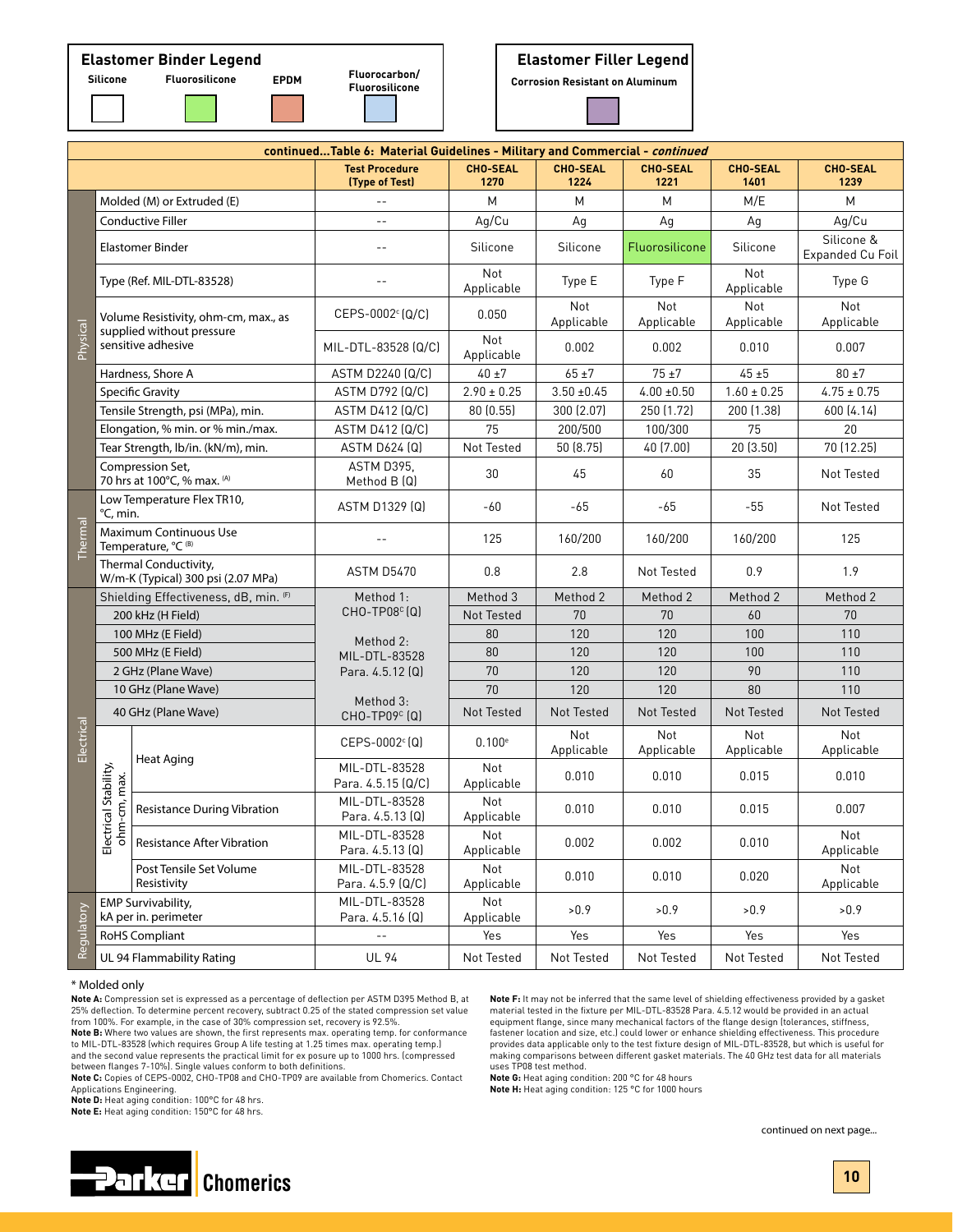**Elastomer Binder Legend**

Silicone | Fluorosilicone | EPDM | Fluorocarbon/ Fluorosilicone

**Elastomer Filler Legend**

Corrosion Resistant on Aluminum

**continued...Table 6: Material Guidelines - Military and Commercial - *continued***

| | | | Test Procedure (Type of Test) | CHO-SEAL 1270 | CHO-SEAL 1224 | CHO-SEAL 1221 | CHO-SEAL 1401 | CHO-SEAL 1239 |
|---|---|---|---|---|---|---|---|---|
| Physical | Molded (M) or Extruded (E) | | -- | M | M | M | M/E | M |
| | Conductive Filler | | -- | Ag/Cu | Ag | Ag | Ag | Ag/Cu |
| | Elastomer Binder | | -- | Silicone | Silicone | Fluorosilicone | Silicone | Silicone & Expanded Cu Foil |
| | Type (Ref. MIL-DTL-83528) | | -- | Not Applicable | Type E | Type F | Not Applicable | Type G |
| | Volume Resistivity, ohm-cm, max., as supplied without pressure sensitive adhesive | | CEPS-0002[c] (Q/C) | 0.050 | Not Applicable | Not Applicable | Not Applicable | Not Applicable |
| | | | MIL-DTL-83528 (Q/C) | Not Applicable | 0.002 | 0.002 | 0.010 | 0.007 |
| | Hardness, Shore A | | ASTM D2240 (Q/C) | 40 ±7 | 65 ±7 | 75 ±7 | 45 ±5 | 80 ±7 |
| | Specific Gravity | | ASTM D792 (Q/C) | 2.90 ± 0.25 | 3.50 ±0.45 | 4.00 ±0.50 | 1.60 ± 0.25 | 4.75 ± 0.75 |
| | Tensile Strength, psi (MPa), min. | | ASTM D412 (Q/C) | 80 (0.55) | 300 (2.07) | 250 (1.72) | 200 (1.38) | 600 (4.14) |
| | Elongation, % min. or % min./max. | | ASTM D412 (Q/C) | 75 | 200/500 | 100/300 | 75 | 20 |
| | Tear Strength, lb/in. (kN/m), min. | | ASTM D624 (Q) | Not Tested | 50 (8.75) | 40 (7.00) | 20 (3.50) | 70 (12.25) |
| | Compression Set, 70 hrs at 100°C, % max. [(A)] | | ASTM D395, Method B (Q) | 30 | 45 | 60 | 35 | Not Tested |
| Thermal | Low Temperature Flex TR10, °C, min. | | ASTM D1329 (Q) | -60 | -65 | -65 | -55 | Not Tested |
| | Maximum Continuous Use Temperature, °C [(B)] | | -- | 125 | 160/200 | 160/200 | 160/200 | 125 |
| | Thermal Conductivity, W/m-K (Typical) 300 psi (2.07 MPa) | | ASTM D5470 | 0.8 | 2.8 | Not Tested | 0.9 | 1.9 |
| Electrical | Shielding Effectiveness, dB, min. [(F)] | | Method 1: CHO-TP08[c] (Q) | Method 3 | Method 2 | Method 2 | Method 2 | Method 2 |
| | 200 kHz (H Field) | | | Not Tested | 70 | 70 | 60 | 70 |
| | 100 MHz (E Field) | | Method 2: MIL-DTL-83528 Para. 4.5.12 (Q) | 80 | 120 | 120 | 100 | 110 |
| | 500 MHz (E Field) | | | 80 | 120 | 120 | 100 | 110 |
| | 2 GHz (Plane Wave) | | | 70 | 120 | 120 | 90 | 110 |
| | 10 GHz (Plane Wave) | | | 70 | 120 | 120 | 80 | 110 |
| | 40 GHz (Plane Wave) | | Method 3: CHO-TP09[c] (Q) | Not Tested | Not Tested | Not Tested | Not Tested | Not Tested |
| | Electrical Stability, ohm-cm, max. | Heat Aging | CEPS-0002[c] (Q) | 0.100[e] | Not Applicable | Not Applicable | Not Applicable | Not Applicable |
| | | | MIL-DTL-83528 Para. 4.5.15 (Q/C) | Not Applicable | 0.010 | 0.010 | 0.015 | 0.010 |
| | | Resistance During Vibration | MIL-DTL-83528 Para. 4.5.13 (Q) | Not Applicable | 0.010 | 0.010 | 0.015 | 0.007 |
| | | Resistance After Vibration | MIL-DTL-83528 Para. 4.5.13 (Q) | Not Applicable | 0.002 | 0.002 | 0.010 | Not Applicable |
| | | Post Tensile Set Volume Resistivity | MIL-DTL-83528 Para. 4.5.9 (Q/C) | Not Applicable | 0.010 | 0.010 | 0.020 | Not Applicable |
| Regulatory | EMP Survivability, kA per in. perimeter | | MIL-DTL-83528 Para. 4.5.16 (Q) | Not Applicable | >0.9 | >0.9 | >0.9 | >0.9 |
| | RoHS Compliant | | -- | Yes | Yes | Yes | Yes | Yes |
| | UL 94 Flammability Rating | | UL 94 | Not Tested | Not Tested | Not Tested | Not Tested | Not Tested |

* Molded only

**Note A:** Compression set is expressed as a percentage of deflection per ASTM D395 Method B, at 25% deflection. To determine percent recovery, subtract 0.25 of the stated compression set value from 100%. For example, in the case of 30% compression set, recovery is 92.5%.

**Note B:** Where two values are shown, the first represents max. operating temp. for conformance to MIL-DTL-83528 (which requires Group A life testing at 1.25 times max. operating temp.) and the second value represents the practical limit for ex posure up to 1000 hrs. (compressed between flanges 7-10%). Single values conform to both definitions.

**Note C:** Copies of CEPS-0002, CHO-TP08 and CHO-TP09 are available from Chomerics. Contact Applications Engineering.

**Note D:** Heat aging condition: 100°C for 48 hrs.

**Note E:** Heat aging condition: 150°C for 48 hrs.

**Note F:** It may not be inferred that the same level of shielding effectiveness provided by a gasket material tested in the fixture per MIL-DTL-83528 Para. 4.5.12 would be provided in an actual equipment flange, since many mechanical factors of the flange design (tolerances, stiffness, fastener location and size, etc.) could lower or enhance shielding effectiveness. This procedure provides data applicable only to the test fixture design of MIL-DTL-83528, but which is useful for making comparisons between different gasket materials. The 40 GHz test data for all materials uses TP08 test method.

**Note G:** Heat aging condition: 200 °C for 48 hours

**Note H:** Heat aging condition: 125 °C for 1000 hours

continued on next page...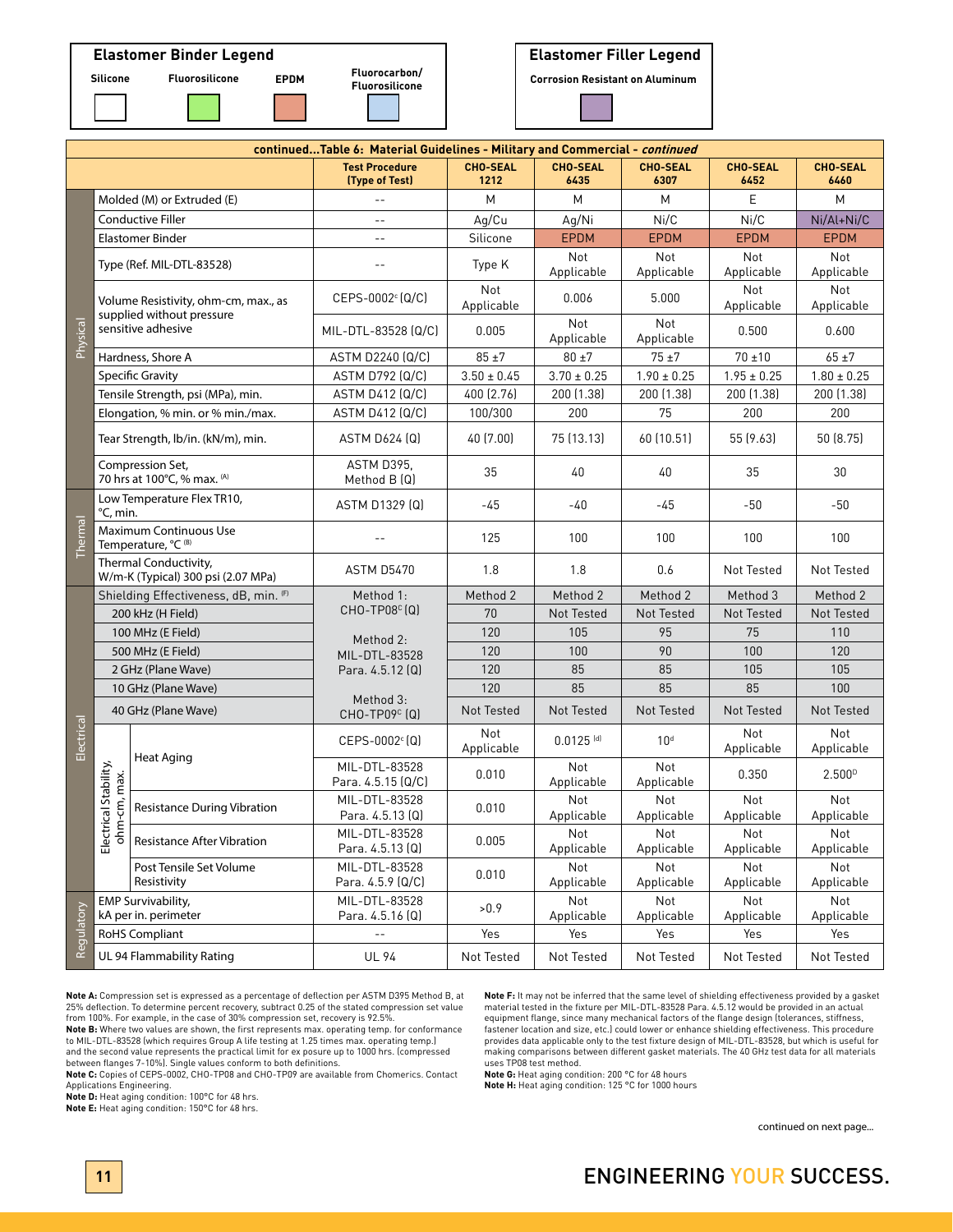**Elastomer Binder Legend**

Silicone | Fluorosilicone | EPDM | Fluorocarbon/ Fluorosilicone

**Elastomer Filler Legend**

Corrosion Resistant on Aluminum

**continued...Table 6: Material Guidelines - Military and Commercial - *continued***

| | | | Test Procedure (Type of Test) | CHO-SEAL 1212 | CHO-SEAL 6435 | CHO-SEAL 6307 | CHO-SEAL 6452 | CHO-SEAL 6460 |
|---|---|---|---|---|---|---|---|---|
| Physical | Molded (M) or Extruded (E) | | -- | M | M | M | E | M |
| | Conductive Filler | | -- | Ag/Cu | Ag/Ni | Ni/C | Ni/C | Ni/Al+Ni/C |
| | Elastomer Binder | | -- | Silicone | EPDM | EPDM | EPDM | EPDM |
| | Type (Ref. MIL-DTL-83528) | | -- | Type K | Not Applicable | Not Applicable | Not Applicable | Not Applicable |
| | Volume Resistivity, ohm-cm, max., as supplied without pressure sensitive adhesive | | CEPS-0002[c] (Q/C) | Not Applicable | 0.006 | 5.000 | Not Applicable | Not Applicable |
| | | | MIL-DTL-83528 (Q/C) | 0.005 | Not Applicable | Not Applicable | 0.500 | 0.600 |
| | Hardness, Shore A | | ASTM D2240 (Q/C) | 85 ±7 | 80 ±7 | 75 ±7 | 70 ±10 | 65 ±7 |
| | Specific Gravity | | ASTM D792 (Q/C) | 3.50 ± 0.45 | 3.70 ± 0.25 | 1.90 ± 0.25 | 1.95 ± 0.25 | 1.80 ± 0.25 |
| | Tensile Strength, psi (MPa), min. | | ASTM D412 (Q/C) | 400 (2.76) | 200 (1.38) | 200 (1.38) | 200 (1.38) | 200 (1.38) |
| | Elongation, % min. or % min./max. | | ASTM D412 (Q/C) | 100/300 | 200 | 75 | 200 | 200 |
| | Tear Strength, lb/in. (kN/m), min. | | ASTM D624 (Q) | 40 (7.00) | 75 (13.13) | 60 (10.51) | 55 (9.63) | 50 (8.75) |
| | Compression Set, 70 hrs at 100°C, % max. [(A)] | | ASTM D395, Method B (Q) | 35 | 40 | 40 | 35 | 30 |
| Thermal | Low Temperature Flex TR10, °C, min. | | ASTM D1329 (Q) | -45 | -40 | -45 | -50 | -50 |
| | Maximum Continuous Use Temperature, °C [(B)] | | -- | 125 | 100 | 100 | 100 | 100 |
| | Thermal Conductivity, W/m-K (Typical) 300 psi (2.07 MPa) | | ASTM D5470 | 1.8 | 1.8 | 0.6 | Not Tested | Not Tested |
| Electrical | Shielding Effectiveness, dB, min. [(F)] | | Method 1: CHO-TP08[c] (Q) | Method 2 | Method 2 | Method 2 | Method 3 | Method 2 |
| | 200 kHz (H Field) | | | 70 | Not Tested | Not Tested | Not Tested | Not Tested |
| | 100 MHz (E Field) | | Method 2: MIL-DTL-83528 Para. 4.5.12 (Q) | 120 | 105 | 95 | 75 | 110 |
| | 500 MHz (E Field) | | | 120 | 100 | 90 | 100 | 120 |
| | 2 GHz (Plane Wave) | | | 120 | 85 | 85 | 105 | 105 |
| | 10 GHz (Plane Wave) | | | 120 | 85 | 85 | 85 | 100 |
| | 40 GHz (Plane Wave) | | Method 3: CHO-TP09[c] (Q) | Not Tested | Not Tested | Not Tested | Not Tested | Not Tested |
| | Electrical Stability, ohm-cm, max. | Heat Aging | CEPS-0002[c] (Q) | Not Applicable | 0.0125 [(d)] | 10[d] | Not Applicable | Not Applicable |
| | | | MIL-DTL-83528 Para. 4.5.15 (Q/C) | 0.010 | Not Applicable | Not Applicable | 0.350 | 2.500[D] |
| | | Resistance During Vibration | MIL-DTL-83528 Para. 4.5.13 (Q) | 0.010 | Not Applicable | Not Applicable | Not Applicable | Not Applicable |
| | | Resistance After Vibration | MIL-DTL-83528 Para. 4.5.13 (Q) | 0.005 | Not Applicable | Not Applicable | Not Applicable | Not Applicable |
| | | Post Tensile Set Volume Resistivity | MIL-DTL-83528 Para. 4.5.9 (Q/C) | 0.010 | Not Applicable | Not Applicable | Not Applicable | Not Applicable |
| Regulatory | EMP Survivability, kA per in. perimeter | | MIL-DTL-83528 Para. 4.5.16 (Q) | >0.9 | Not Applicable | Not Applicable | Not Applicable | Not Applicable |
| | RoHS Compliant | | -- | Yes | Yes | Yes | Yes | Yes |
| | UL 94 Flammability Rating | | UL 94 | Not Tested | Not Tested | Not Tested | Not Tested | Not Tested |

**Note A:** Compression set is expressed as a percentage of deflection per ASTM D395 Method B, at 25% deflection. To determine percent recovery, subtract 0.25 of the stated compression set value from 100%. For example, in the case of 30% compression set, recovery is 92.5%.
**Note B:** Where two values are shown, the first represents max. operating temp. for conformance to MIL-DTL-83528 (which requires Group A life testing at 1.25 times max. operating temp.) and the second value represents the practical limit for ex posure up to 1000 hrs. (compressed between flanges 7-10%). Single values conform to both definitions.
**Note C:** Copies of CEPS-0002, CHO-TP08 and CHO-TP09 are available from Chomerics. Contact Applications Engineering.
**Note D:** Heat aging condition: 100°C for 48 hrs.
**Note E:** Heat aging condition: 150°C for 48 hrs.
**Note F:** It may not be inferred that the same level of shielding effectiveness provided by a gasket material tested in the fixture per MIL-DTL-83528 Para. 4.5.12 would be provided in an actual equipment flange, since many mechanical factors of the flange design (tolerances, stiffness, fastener location and size, etc.) could lower or enhance shielding effectiveness. This procedure provides data applicable only to the test fixture design of MIL-DTL-83528, but which is useful for making comparisons between different gasket materials. The 40 GHz test data for all materials uses TP08 test method.
**Note G:** Heat aging condition: 200 °C for 48 hours
**Note H:** Heat aging condition: 125 °C for 1000 hours

continued on next page...

ENGINEERING YOUR SUCCESS.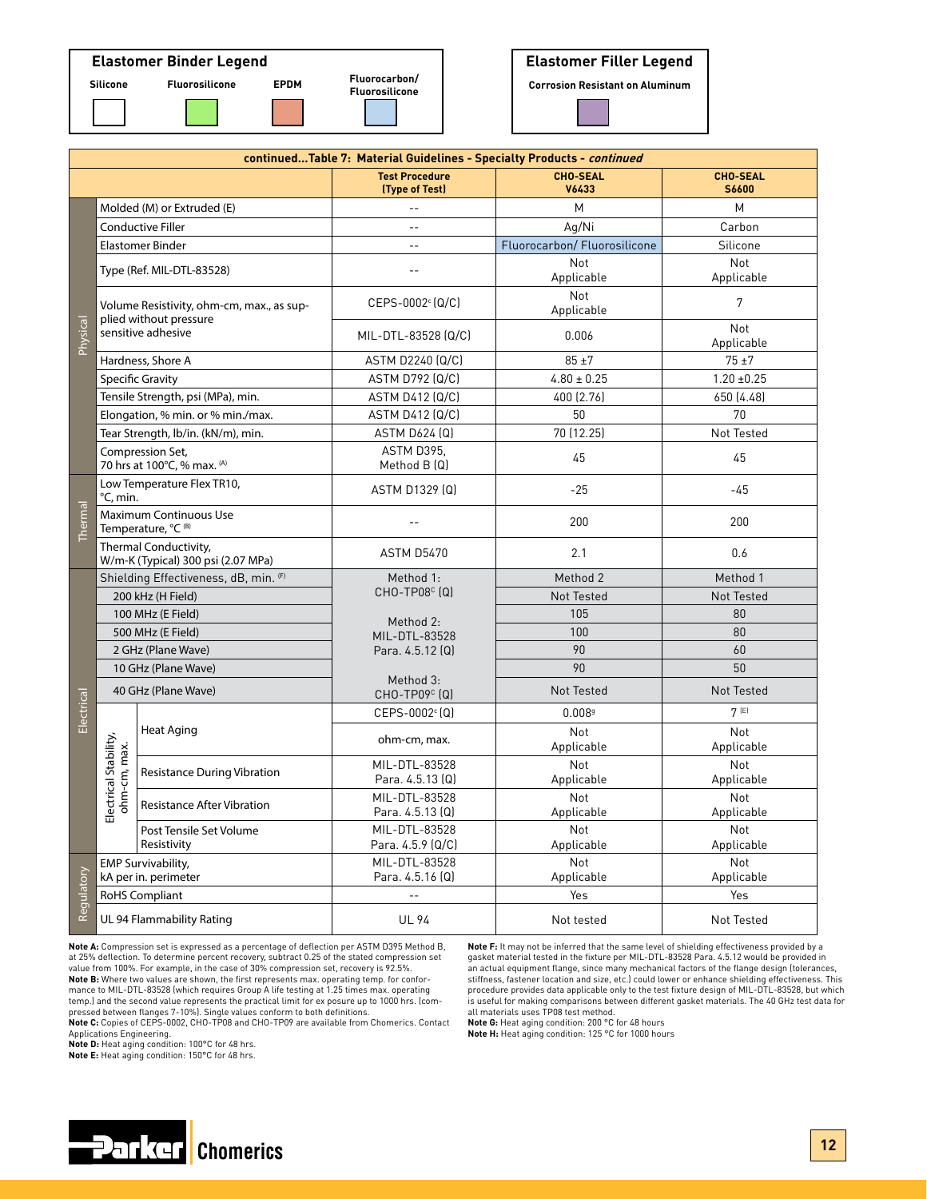**Elastomer Binder Legend**

| Silicone | Fluorosilicone | EPDM | Fluorocarbon/ Fluorosilicone |
|---|---|---|---|

**Elastomer Filler Legend**

Corrosion Resistant on Aluminum

| continued...Table 7: Material Guidelines - Specialty Products - *continued* | | | | | |
|---|---|---|---|---|---|
| | | | **Test Procedure (Type of Test)** | **CHO-SEAL V6433** | **CHO-SEAL S6600** |
| Physical | Molded (M) or Extruded (E) | | -- | M | M |
| | Conductive Filler | | -- | Ag/Ni | Carbon |
| | Elastomer Binder | | -- | Fluorocarbon/ Fluorosilicone | Silicone |
| | Type (Ref. MIL-DTL-83528) | | -- | Not Applicable | Not Applicable |
| | Volume Resistivity, ohm-cm, max., as supplied without pressure sensitive adhesive | | CEPS-0002[c] (Q/C) | Not Applicable | 7 |
| | | | MIL-DTL-83528 (Q/C) | 0.006 | Not Applicable |
| | Hardness, Shore A | | ASTM D2240 (Q/C) | 85 ±7 | 75 ±7 |
| | Specific Gravity | | ASTM D792 (Q/C) | 4.80 ± 0.25 | 1.20 ±0.25 |
| | Tensile Strength, psi (MPa), min. | | ASTM D412 (Q/C) | 400 (2.76) | 650 (4.48) |
| | Elongation, % min. or % min./max. | | ASTM D412 (Q/C) | 50 | 70 |
| | Tear Strength, lb/in. (kN/m), min. | | ASTM D624 (Q) | 70 (12.25) | Not Tested |
| | Compression Set, 70 hrs at 100°C, % max. [(A)] | | ASTM D395, Method B (Q) | 45 | 45 |
| Thermal | Low Temperature Flex TR10, °C, min. | | ASTM D1329 (Q) | -25 | -45 |
| | Maximum Continuous Use Temperature, °C [(B)] | | -- | 200 | 200 |
| | Thermal Conductivity, W/m-K (Typical) 300 psi (2.07 MPa) | | ASTM D5470 | 2.1 | 0.6 |
| Electrical | Shielding Effectiveness, dB, min. [(F)] | | Method 1: CHO-TP08[c] (Q) Method 2: MIL-DTL-83528 Para. 4.5.12 (Q) Method 3: CHO-TP09[c] (Q) | Method 2 | Method 1 |
| | 200 kHz (H Field) | | | Not Tested | Not Tested |
| | 100 MHz (E Field) | | | 105 | 80 |
| | 500 MHz (E Field) | | | 100 | 80 |
| | 2 GHz (Plane Wave) | | | 90 | 60 |
| | 10 GHz (Plane Wave) | | | 90 | 50 |
| | 40 GHz (Plane Wave) | | | Not Tested | Not Tested |
| | Electrical Stability, ohm-cm, max. | Heat Aging | CEPS-0002[c] (Q) | 0.008[g] | 7 [(E)] |
| | | | ohm-cm, max. | Not Applicable | Not Applicable |
| | | Resistance During Vibration | MIL-DTL-83528 Para. 4.5.13 (Q) | Not Applicable | Not Applicable |
| | | Resistance After Vibration | MIL-DTL-83528 Para. 4.5.13 (Q) | Not Applicable | Not Applicable |
| | | Post Tensile Set Volume Resistivity | MIL-DTL-83528 Para. 4.5.9 (Q/C) | Not Applicable | Not Applicable |
| Regulatory | EMP Survivability, kA per in. perimeter | | MIL-DTL-83528 Para. 4.5.16 (Q) | Not Applicable | Not Applicable |
| | RoHS Compliant | | -- | Yes | Yes |
| | UL 94 Flammability Rating | | UL 94 | Not tested | Not Tested |

**Note A:** Compression set is expressed as a percentage of deflection per ASTM D395 Method B, at 25% deflection. To determine percent recovery, subtract 0.25 of the stated compression set value from 100%. For example, in the case of 30% compression set, recovery is 92.5%.
**Note B:** Where two values are shown, the first represents max. operating temp. for conformance to MIL-DTL-83528 (which requires Group A life testing at 1.25 times max. operating temp.) and the second value represents the practical limit for ex posure up to 1000 hrs. (compressed between flanges 7-10%). Single values conform to both definitions.
**Note C:** Copies of CEPS-0002, CHO-TP08 and CHO-TP09 are available from Chomerics. Contact Applications Engineering.
**Note D:** Heat aging condition: 100°C for 48 hrs.
**Note E:** Heat aging condition: 150°C for 48 hrs.
**Note F:** It may not be inferred that the same level of shielding effectiveness provided by a gasket material tested in the fixture per MIL-DTL-83528 Para. 4.5.12 would be provided in an actual equipment flange, since many mechanical factors of the flange design (tolerances, stiffness, fastener location and size, etc.) could lower or enhance shielding effectiveness. This procedure provides data applicable only to the test fixture design of MIL-DTL-83528, but which is useful for making comparisons between different gasket materials. The 40 GHz test data for all materials uses TP08 test method.
**Note G:** Heat aging condition: 200 °C for 48 hours
**Note H:** Heat aging condition: 125 °C for 1000 hours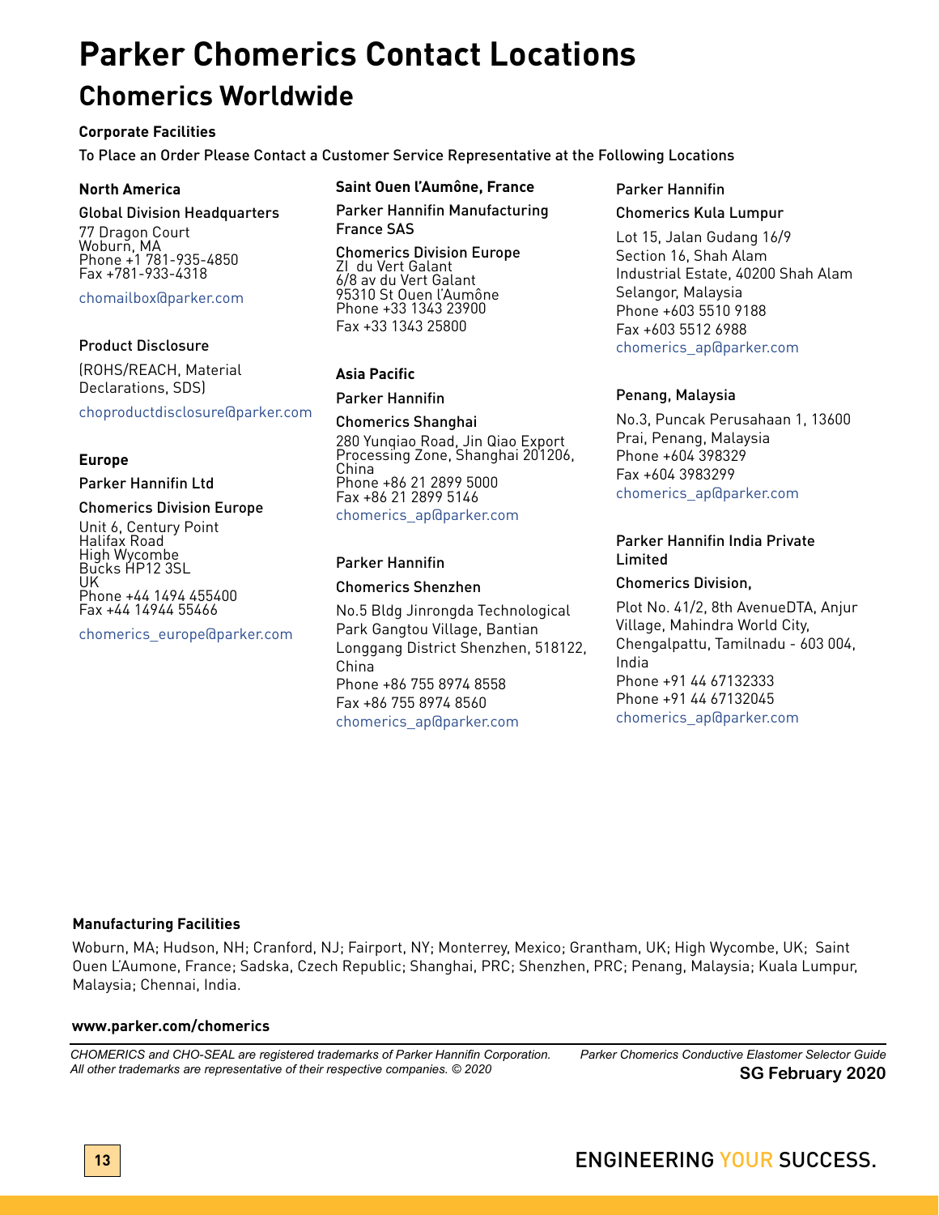# Parker Chomerics Contact Locations

## Chomerics Worldwide

**Corporate Facilities**

To Place an Order Please Contact a Customer Service Representative at the Following Locations

**North America**

Global Division Headquarters

77 Dragon Court
Woburn, MA
Phone +1 781-935-4850
Fax +781-933-4318

chomailbox@parker.com

Product Disclosure

(ROHS/REACH, Material Declarations, SDS)

choproductdisclosure@parker.com

**Europe**

Parker Hannifin Ltd

Chomerics Division Europe

Unit 6, Century Point
Halifax Road
High Wycombe
Bucks HP12 3SL
UK
Phone +44 1494 455400
Fax +44 14944 55466

chomerics_europe@parker.com

**Saint Ouen l'Aumône, France**

Parker Hannifin Manufacturing France SAS

Chomerics Division Europe
ZI du Vert Galant
6/8 av du Vert Galant
95310 St Ouen l'Aumône
Phone +33 1343 23900
Fax +33 1343 25800

**Asia Pacific**

Parker Hannifin

Chomerics Shanghai

280 Yunqiao Road, Jin Qiao Export Processing Zone, Shanghai 201206, China
Phone +86 21 2899 5000
Fax +86 21 2899 5146
chomerics_ap@parker.com

Parker Hannifin

Chomerics Shenzhen

No.5 Bldg Jinrongda Technological Park Gangtou Village, Bantian Longgang District Shenzhen, 518122, China
Phone +86 755 8974 8558
Fax +86 755 8974 8560
chomerics_ap@parker.com

Parker Hannifin

Chomerics Kula Lumpur

Lot 15, Jalan Gudang 16/9
Section 16, Shah Alam
Industrial Estate, 40200 Shah Alam
Selangor, Malaysia
Phone +603 5510 9188
Fax +603 5512 6988
chomerics_ap@parker.com

Penang, Malaysia

No.3, Puncak Perusahaan 1, 13600
Prai, Penang, Malaysia
Phone +604 398329
Fax +604 3983299
chomerics_ap@parker.com

Parker Hannifin India Private Limited

Chomerics Division,

Plot No. 41/2, 8th AvenueDTA, Anjur Village, Mahindra World City, Chengalpattu, Tamilnadu - 603 004, India
Phone +91 44 67132333
Phone +91 44 67132045
chomerics_ap@parker.com

**Manufacturing Facilities**

Woburn, MA; Hudson, NH; Cranford, NJ; Fairport, NY; Monterrey, Mexico; Grantham, UK; High Wycombe, UK; Saint Ouen L'Aumone, France; Sadska, Czech Republic; Shanghai, PRC; Shenzhen, PRC; Penang, Malaysia; Kuala Lumpur, Malaysia; Chennai, India.

**www.parker.com/chomerics**

*CHOMERICS and CHO-SEAL are registered trademarks of Parker Hannifin Corporation. All other trademarks are representative of their respective companies. © 2020*

*Parker Chomerics Conductive Elastomer Selector Guide*
**SG February 2020**

ENGINEERING YOUR SUCCESS.